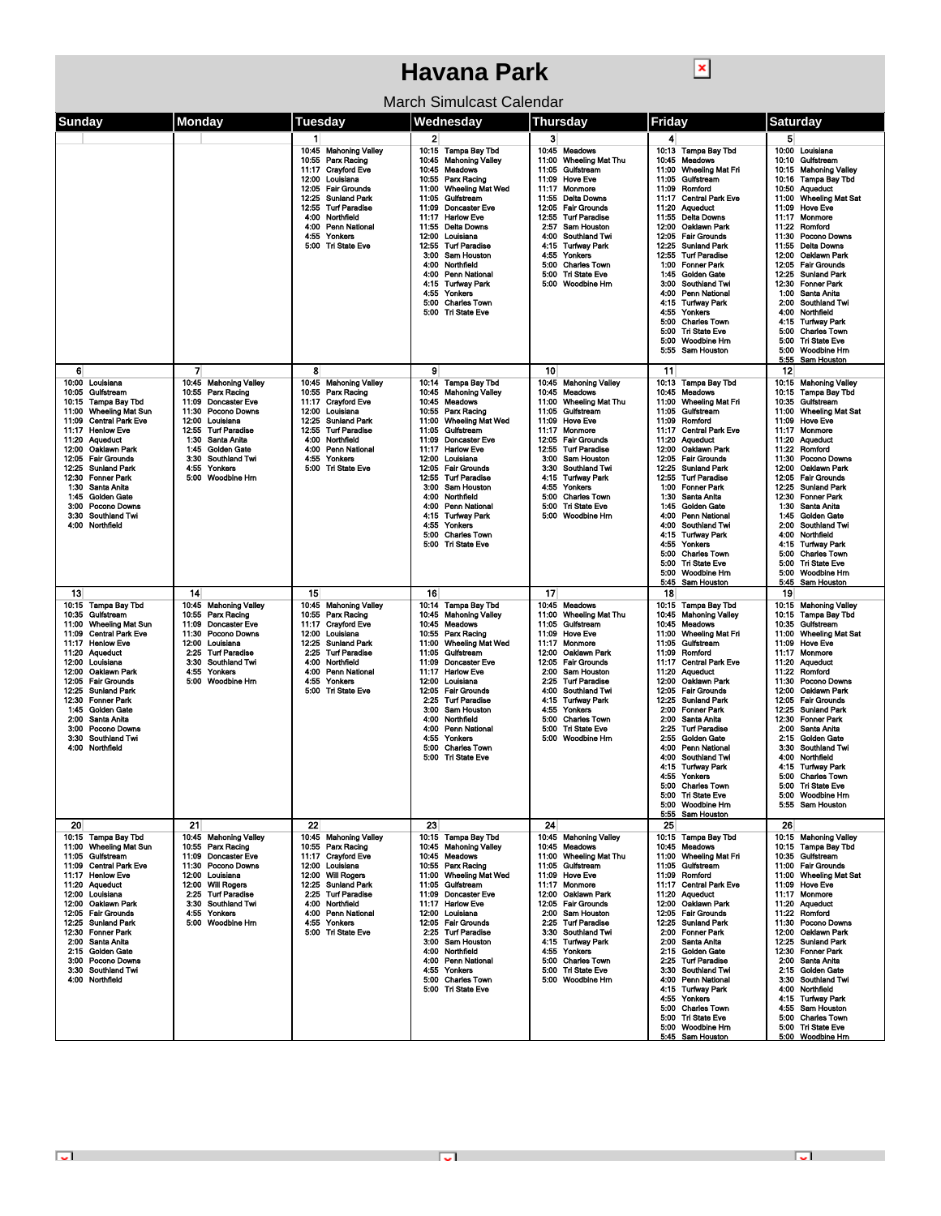# Havana Park

March Simulcast Calendar

| Sunday | Monday | Tuesday | Wednesday | Thursday | Friday | Saturday |
|---|---|---|---|---|---|---|
| | | **1**<br>10:45 Mahoning Valley<br>10:55 Parx Racing<br>11:17 Crayford Eve<br>12:00 Louisiana<br>12:05 Fair Grounds<br>12:25 Sunland Park<br>12:55 Turf Paradise<br>4:00 Northfield<br>4:00 Penn National<br>4:55 Yonkers<br>5:00 Tri State Eve | **2**<br>10:15 Tampa Bay Tbd<br>10:45 Mahoning Valley<br>10:45 Meadows<br>10:55 Parx Racing<br>11:00 Wheeling Mat Wed<br>11:05 Gulfstream<br>11:09 Doncaster Eve<br>11:17 Harlow Eve<br>11:55 Delta Downs<br>12:00 Louisiana<br>12:55 Turf Paradise<br>3:00 Sam Houston<br>4:00 Northfield<br>4:00 Penn National<br>4:15 Turfway Park<br>4:55 Yonkers<br>5:00 Charles Town<br>5:00 Tri State Eve | **3**<br>10:45 Meadows<br>11:00 Wheeling Mat Thu<br>11:05 Gulfstream<br>11:09 Hove Eve<br>11:17 Monmore<br>11:55 Delta Downs<br>12:05 Fair Grounds<br>12:55 Turf Paradise<br>2:57 Sam Houston<br>4:00 Southland Twi<br>4:15 Turfway Park<br>4:55 Yonkers<br>5:00 Charles Town<br>5:00 Tri State Eve<br>5:00 Woodbine Hrn | **4**<br>10:13 Tampa Bay Tbd<br>10:45 Meadows<br>11:00 Wheeling Mat Fri<br>11:05 Gulfstream<br>11:09 Romford<br>11:17 Central Park Eve<br>11:20 Aqueduct<br>11:55 Delta Downs<br>12:00 Oaklawn Park<br>12:05 Fair Grounds<br>12:25 Sunland Park<br>12:55 Turf Paradise<br>1:00 Fonner Park<br>1:45 Golden Gate<br>3:00 Southland Twi<br>4:00 Penn National<br>4:15 Turfway Park<br>4:55 Yonkers<br>5:00 Charles Town<br>5:00 Tri State Eve<br>5:00 Woodbine Hrn<br>5:55 Sam Houston | **5**<br>10:00 Louisiana<br>10:10 Gulfstream<br>10:15 Mahoning Valley<br>10:16 Tampa Bay Tbd<br>10:50 Aqueduct<br>11:00 Wheeling Mat Sat<br>11:09 Hove Eve<br>11:17 Monmore<br>11:22 Romford<br>11:30 Pocono Downs<br>11:55 Delta Downs<br>12:00 Oaklawn Park<br>12:05 Fair Grounds<br>12:25 Sunland Park<br>12:30 Fonner Park<br>1:00 Santa Anita<br>2:00 Southland Twi<br>4:00 Northfield<br>4:15 Turfway Park<br>5:00 Charles Town<br>5:00 Tri State Eve<br>5:00 Woodbine Hrn<br>5:55 Sam Houston |
| **6**<br>10:00 Louisiana<br>10:05 Gulfstream<br>10:15 Tampa Bay Tbd<br>11:00 Wheeling Mat Sun<br>11:09 Central Park Eve<br>11:17 Henlow Eve<br>11:20 Aqueduct<br>12:00 Oaklawn Park<br>12:05 Fair Grounds<br>12:25 Sunland Park<br>12:30 Fonner Park<br>1:30 Santa Anita<br>1:45 Golden Gate<br>3:00 Pocono Downs<br>3:30 Southland Twi<br>4:00 Northfield | **7**<br>10:45 Mahoning Valley<br>11:09 Doncaster Eve<br>11:30 Pocono Downs<br>12:00 Louisiana<br>12:55 Turf Paradise<br>1:30 Santa Anita<br>1:45 Golden Gate<br>3:30 Southland Twi<br>4:55 Yonkers<br>5:00 Woodbine Hrn | **8**<br>10:45 Mahoning Valley<br>10:55 Parx Racing<br>11:17 Crayford Eve<br>12:00 Louisiana<br>12:25 Sunland Park<br>12:55 Turf Paradise<br>4:00 Northfield<br>4:00 Penn National<br>4:55 Yonkers<br>5:00 Tri State Eve | **9**<br>10:14 Tampa Bay Tbd<br>10:45 Mahoning Valley<br>10:45 Meadows<br>10:55 Parx Racing<br>11:00 Wheeling Mat Wed<br>11:05 Gulfstream<br>11:09 Doncaster Eve<br>11:17 Harlow Eve<br>12:00 Louisiana<br>12:05 Fair Grounds<br>12:55 Turf Paradise<br>3:00 Sam Houston<br>4:00 Northfield<br>4:00 Penn National<br>4:15 Turfway Park<br>4:55 Yonkers<br>5:00 Charles Town<br>5:00 Tri State Eve | **10**<br>10:45 Mahoning Valley<br>10:45 Meadows<br>11:00 Wheeling Mat Thu<br>11:05 Gulfstream<br>11:09 Hove Eve<br>11:17 Monmore<br>12:05 Fair Grounds<br>12:55 Turf Paradise<br>3:00 Sam Houston<br>3:30 Southland Twi<br>4:15 Turfway Park<br>4:55 Yonkers<br>5:00 Charles Town<br>5:00 Tri State Eve<br>5:00 Woodbine Hrn | **11**<br>10:13 Tampa Bay Tbd<br>10:45 Meadows<br>11:00 Wheeling Mat Fri<br>11:05 Gulfstream<br>11:09 Romford<br>11:17 Central Park Eve<br>11:20 Aqueduct<br>12:00 Oaklawn Park<br>12:05 Fair Grounds<br>12:25 Sunland Park<br>12:55 Turf Paradise<br>1:00 Fonner Park<br>1:30 Santa Anita<br>1:45 Golden Gate<br>4:00 Penn National<br>4:00 Southland Twi<br>4:15 Turfway Park<br>4:55 Yonkers<br>5:00 Charles Town<br>5:00 Tri State Eve<br>5:00 Woodbine Hrn<br>5:45 Sam Houston | **12**<br>10:15 Mahoning Valley<br>10:15 Tampa Bay Tbd<br>10:35 Gulfstream<br>11:00 Wheeling Mat Sat<br>11:09 Hove Eve<br>11:17 Monmore<br>11:20 Aqueduct<br>11:22 Romford<br>11:30 Pocono Downs<br>12:00 Oaklawn Park<br>12:05 Fair Grounds<br>12:25 Sunland Park<br>12:30 Fonner Park<br>1:30 Santa Anita<br>1:45 Golden Gate<br>2:00 Southland Twi<br>4:00 Northfield<br>4:15 Turfway Park<br>5:00 Charles Town<br>5:00 Tri State Eve<br>5:00 Woodbine Hrn<br>5:45 Sam Houston |
| **13**<br>10:15 Tampa Bay Tbd<br>10:35 Gulfstream<br>11:00 Wheeling Mat Sun<br>11:09 Central Park Eve<br>11:17 Henlow Eve<br>11:20 Aqueduct<br>12:00 Louisiana<br>12:00 Oaklawn Park<br>12:05 Fair Grounds<br>12:25 Sunland Park<br>12:30 Fonner Park<br>1:45 Golden Gate<br>2:00 Santa Anita<br>3:00 Pocono Downs<br>3:30 Southland Twi<br>4:00 Northfield | **14**<br>10:45 Mahoning Valley<br>10:55 Parx Racing<br>11:09 Doncaster Eve<br>11:30 Pocono Downs<br>12:00 Louisiana<br>2:25 Turf Paradise<br>3:30 Southland Twi<br>4:55 Yonkers<br>5:00 Woodbine Hrn | **15**<br>10:45 Mahoning Valley<br>10:55 Parx Racing<br>11:17 Crayford Eve<br>12:00 Louisiana<br>12:25 Sunland Park<br>2:25 Turf Paradise<br>4:00 Northfield<br>4:00 Penn National<br>4:55 Yonkers<br>5:00 Tri State Eve | **16**<br>10:14 Tampa Bay Tbd<br>10:45 Mahoning Valley<br>10:45 Meadows<br>10:55 Parx Racing<br>11:00 Wheeling Mat Wed<br>11:05 Gulfstream<br>11:09 Doncaster Eve<br>11:17 Harlow Eve<br>12:00 Louisiana<br>12:05 Fair Grounds<br>2:25 Turf Paradise<br>3:00 Sam Houston<br>4:00 Northfield<br>4:00 Penn National<br>4:55 Yonkers<br>5:00 Charles Town<br>5:00 Tri State Eve | **17**<br>10:45 Meadows<br>11:00 Wheeling Mat Thu<br>11:05 Gulfstream<br>11:09 Hove Eve<br>11:17 Monmore<br>12:00 Oaklawn Park<br>12:05 Fair Grounds<br>2:00 Sam Houston<br>2:25 Turf Paradise<br>4:00 Southland Twi<br>4:15 Turfway Park<br>4:55 Yonkers<br>5:00 Charles Town<br>5:00 Tri State Eve<br>5:00 Woodbine Hrn | **18**<br>10:15 Tampa Bay Tbd<br>10:45 Mahoning Valley<br>10:45 Meadows<br>11:00 Wheeling Mat Fri<br>11:05 Gulfstream<br>11:09 Romford<br>11:17 Central Park Eve<br>11:20 Aqueduct<br>12:00 Oaklawn Park<br>12:05 Fair Grounds<br>12:25 Sunland Park<br>2:00 Fonner Park<br>2:00 Santa Anita<br>2:25 Turf Paradise<br>2:55 Golden Gate<br>4:00 Penn National<br>4:00 Southland Twi<br>4:15 Turfway Park<br>4:55 Yonkers<br>5:00 Charles Town<br>5:00 Tri State Eve<br>5:00 Woodbine Hrn<br>5:55 Sam Houston | **19**<br>10:15 Mahoning Valley<br>10:15 Tampa Bay Tbd<br>10:35 Gulfstream<br>11:00 Wheeling Mat Sat<br>11:09 Hove Eve<br>11:17 Monmore<br>11:20 Aqueduct<br>11:22 Romford<br>11:30 Pocono Downs<br>12:00 Oaklawn Park<br>12:05 Fair Grounds<br>12:25 Sunland Park<br>12:30 Fonner Park<br>2:00 Santa Anita<br>2:15 Golden Gate<br>3:30 Southland Twi<br>4:00 Northfield<br>4:15 Turfway Park<br>5:00 Charles Town<br>5:00 Tri State Eve<br>5:00 Woodbine Hrn<br>5:55 Sam Houston |
| **20**<br>10:15 Tampa Bay Tbd<br>11:00 Wheeling Mat Sun<br>11:05 Gulfstream<br>11:09 Central Park Eve<br>11:17 Henlow Eve<br>11:20 Aqueduct<br>12:00 Louisiana<br>12:00 Oaklawn Park<br>12:05 Fair Grounds<br>12:25 Sunland Park<br>12:30 Fonner Park<br>2:00 Santa Anita<br>2:15 Golden Gate<br>3:00 Pocono Downs<br>3:30 Southland Twi<br>4:00 Northfield | **21**<br>10:45 Mahoning Valley<br>10:55 Parx Racing<br>11:09 Doncaster Eve<br>11:30 Pocono Downs<br>12:00 Louisiana<br>12:00 Will Rogers<br>2:25 Turf Paradise<br>3:30 Southland Twi<br>4:55 Yonkers<br>5:00 Woodbine Hrn | **22**<br>10:45 Mahoning Valley<br>10:55 Parx Racing<br>11:17 Crayford Eve<br>12:00 Louisiana<br>12:00 Will Rogers<br>12:25 Sunland Park<br>2:25 Turf Paradise<br>4:00 Northfield<br>4:00 Penn National<br>4:55 Yonkers<br>5:00 Tri State Eve | **23**<br>10:15 Tampa Bay Tbd<br>10:45 Mahoning Valley<br>10:45 Meadows<br>10:55 Parx Racing<br>11:00 Wheeling Mat Wed<br>11:05 Gulfstream<br>11:09 Doncaster Eve<br>11:17 Harlow Eve<br>12:00 Louisiana<br>12:05 Fair Grounds<br>2:25 Turf Paradise<br>3:00 Sam Houston<br>4:00 Northfield<br>4:00 Penn National<br>4:55 Yonkers<br>5:00 Charles Town<br>5:00 Tri State Eve | **24**<br>10:45 Mahoning Valley<br>10:45 Meadows<br>11:00 Wheeling Mat Thu<br>11:05 Gulfstream<br>11:09 Hove Eve<br>11:17 Monmore<br>12:00 Oaklawn Park<br>12:05 Fair Grounds<br>2:00 Sam Houston<br>2:25 Turf Paradise<br>3:30 Southland Twi<br>4:15 Turfway Park<br>4:55 Yonkers<br>5:00 Charles Town<br>5:00 Tri State Eve<br>5:00 Woodbine Hrn | **25**<br>10:15 Tampa Bay Tbd<br>10:45 Meadows<br>11:00 Wheeling Mat Fri<br>11:05 Gulfstream<br>11:09 Romford<br>11:17 Central Park Eve<br>11:20 Aqueduct<br>12:00 Oaklawn Park<br>12:05 Fair Grounds<br>12:25 Sunland Park<br>2:00 Fonner Park<br>2:00 Santa Anita<br>2:15 Golden Gate<br>2:25 Turf Paradise<br>3:30 Southland Twi<br>4:00 Penn National<br>4:15 Turfway Park<br>4:55 Yonkers<br>5:00 Charles Town<br>5:00 Tri State Eve<br>5:00 Woodbine Hrn<br>5:45 Sam Houston | **26**<br>10:15 Mahoning Valley<br>10:15 Tampa Bay Tbd<br>10:35 Gulfstream<br>11:00 Fair Grounds<br>11:00 Wheeling Mat Sat<br>11:09 Hove Eve<br>11:17 Monmore<br>11:20 Aqueduct<br>11:22 Romford<br>11:30 Pocono Downs<br>12:00 Oaklawn Park<br>12:25 Sunland Park<br>12:30 Fonner Park<br>2:00 Santa Anita<br>2:15 Golden Gate<br>3:30 Southland Twi<br>4:00 Northfield<br>4:15 Turfway Park<br>4:55 Sam Houston<br>5:00 Charles Town<br>5:00 Tri State Eve<br>5:00 Woodbine Hrn |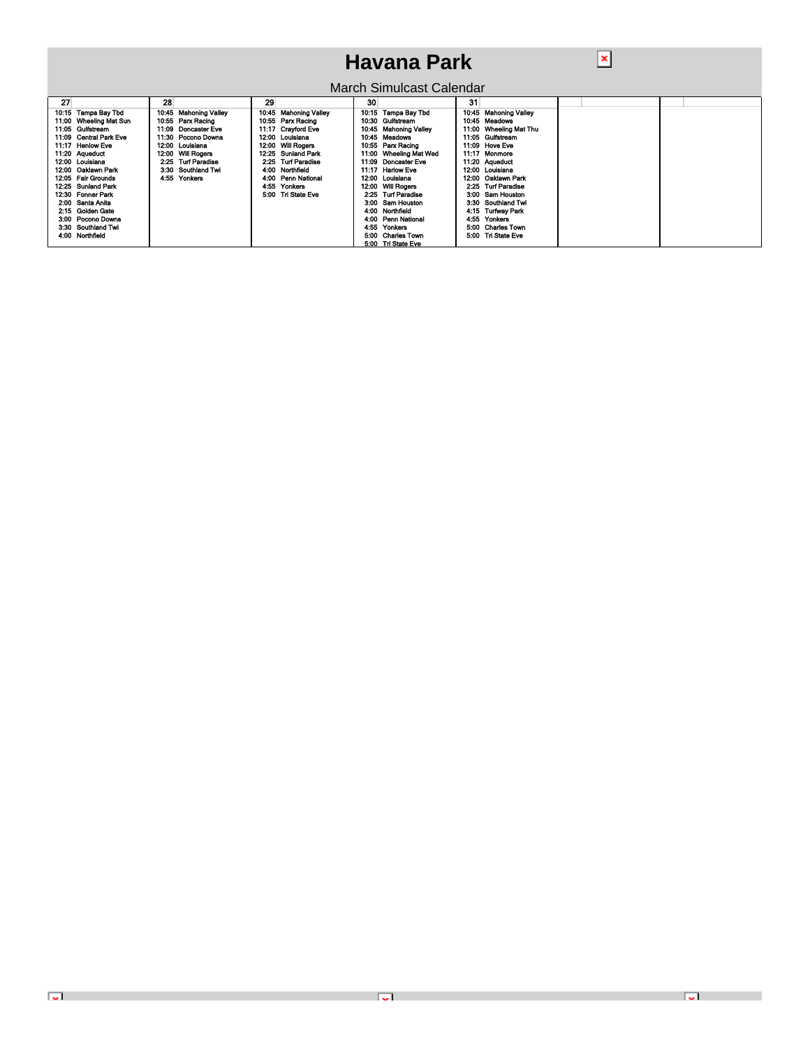# Havana Park

March Simulcast Calendar

| 27 | 28 | 29 | 30 | 31 | | |
|---|---|---|---|---|---|---|
| 10:15 Tampa Bay Tbd<br>11:00 Wheeling Mat Sun<br>11:05 Gulfstream<br>11:09 Central Park Eve<br>11:17 Henlow Eve<br>11:20 Aqueduct<br>12:00 Louisiana<br>12:00 Oaklawn Park<br>12:05 Fair Grounds<br>12:25 Sunland Park<br>12:30 Fonner Park<br>2:00 Santa Anita<br>2:15 Golden Gate<br>3:00 Pocono Downs<br>3:30 Southland Twi<br>4:00 Northfield | 10:45 Mahoning Valley<br>10:55 Parx Racing<br>11:09 Doncaster Eve<br>11:30 Pocono Downs<br>12:00 Louisiana<br>12:00 Will Rogers<br>2:25 Turf Paradise<br>3:30 Southland Twi<br>4:55 Yonkers | 10:45 Mahoning Valley<br>10:55 Parx Racing<br>11:17 Crayford Eve<br>12:00 Louisiana<br>12:00 Will Rogers<br>12:25 Sunland Park<br>2:25 Turf Paradise<br>4:00 Northfield<br>4:00 Penn National<br>4:55 Yonkers<br>5:00 Tri State Eve | 10:15 Tampa Bay Tbd<br>10:30 Gulfstream<br>10:45 Mahoning Valley<br>10:45 Meadows<br>10:55 Parx Racing<br>11:00 Wheeling Mat Wed<br>11:09 Doncaster Eve<br>11:17 Harlow Eve<br>12:00 Louisiana<br>12:00 Will Rogers<br>2:25 Turf Paradise<br>3:00 Sam Houston<br>4:00 Northfield<br>4:00 Penn National<br>4:55 Yonkers<br>5:00 Charles Town<br>5:00 Tri State Eve | 10:45 Mahoning Valley<br>10:45 Meadows<br>11:00 Wheeling Mat Thu<br>11:05 Gulfstream<br>11:09 Hove Eve<br>11:17 Monmore<br>11:20 Aqueduct<br>12:00 Louisiana<br>12:00 Oaklawn Park<br>2:25 Turf Paradise<br>3:00 Sam Houston<br>3:30 Southland Twi<br>4:15 Turfway Park<br>4:55 Yonkers<br>5:00 Charles Town<br>5:00 Tri State Eve | | |